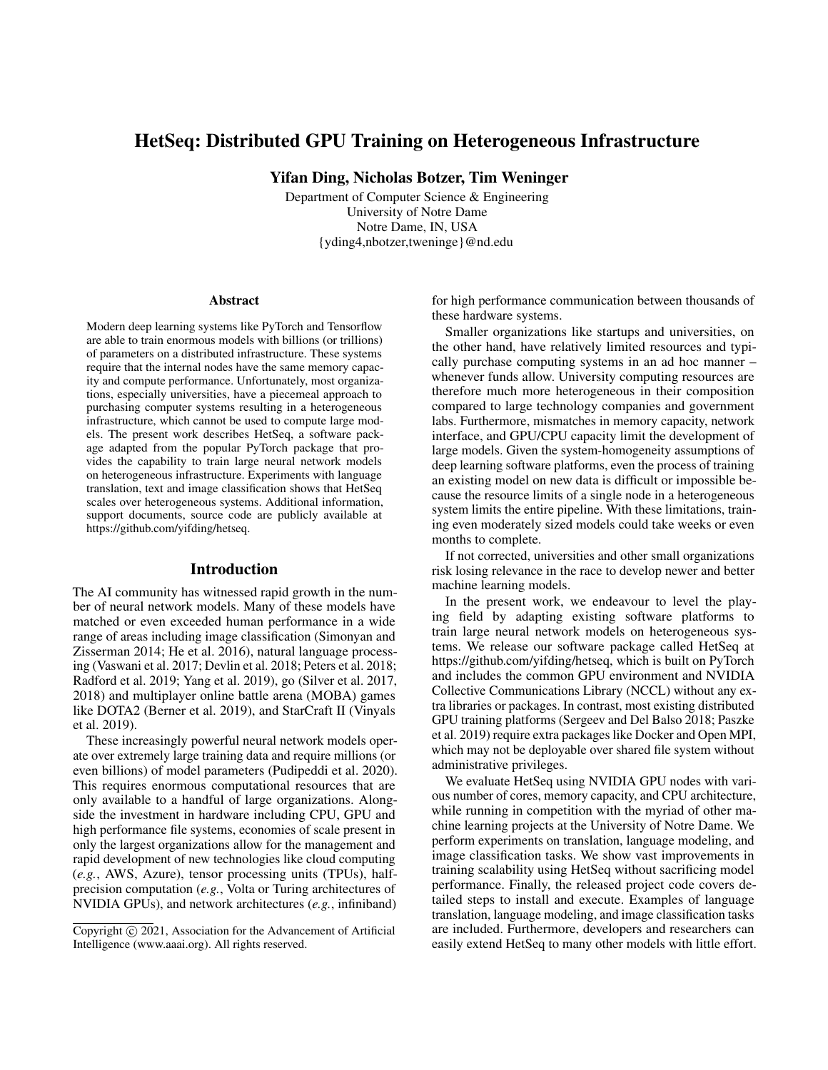# HetSeq: Distributed GPU Training on Heterogeneous Infrastructure

**Yifan Ding, Nicholas Botzer, Tim Weninger**

Department of Computer Science & Engineering
University of Notre Dame
Notre Dame, IN, USA
{yding4,nbotzer,tweninge}@nd.edu

## Abstract

Modern deep learning systems like PyTorch and Tensorflow are able to train enormous models with billions (or trillions) of parameters on a distributed infrastructure. These systems require that the internal nodes have the same memory capacity and compute performance. Unfortunately, most organizations, especially universities, have a piecemeal approach to purchasing computer systems resulting in a heterogeneous infrastructure, which cannot be used to compute large models. The present work describes HetSeq, a software package adapted from the popular PyTorch package that provides the capability to train large neural network models on heterogeneous infrastructure. Experiments with language translation, text and image classification shows that HetSeq scales over heterogeneous systems. Additional information, support documents, source code are publicly available at https://github.com/yifding/hetseq.

## Introduction

The AI community has witnessed rapid growth in the number of neural network models. Many of these models have matched or even exceeded human performance in a wide range of areas including image classification (Simonyan and Zisserman 2014; He et al. 2016), natural language processing (Vaswani et al. 2017; Devlin et al. 2018; Peters et al. 2018; Radford et al. 2019; Yang et al. 2019), go (Silver et al. 2017, 2018) and multiplayer online battle arena (MOBA) games like DOTA2 (Berner et al. 2019), and StarCraft II (Vinyals et al. 2019).

These increasingly powerful neural network models operate over extremely large training data and require millions (or even billions) of model parameters (Pudipeddi et al. 2020). This requires enormous computational resources that are only available to a handful of large organizations. Alongside the investment in hardware including CPU, GPU and high performance file systems, economies of scale present in only the largest organizations allow for the management and rapid development of new technologies like cloud computing (*e.g.*, AWS, Azure), tensor processing units (TPUs), half-precision computation (*e.g.*, Volta or Turing architectures of NVIDIA GPUs), and network architectures (*e.g.*, infiniband) for high performance communication between thousands of these hardware systems.

Smaller organizations like startups and universities, on the other hand, have relatively limited resources and typically purchase computing systems in an ad hoc manner – whenever funds allow. University computing resources are therefore much more heterogeneous in their composition compared to large technology companies and government labs. Furthermore, mismatches in memory capacity, network interface, and GPU/CPU capacity limit the development of large models. Given the system-homogeneity assumptions of deep learning software platforms, even the process of training an existing model on new data is difficult or impossible because the resource limits of a single node in a heterogeneous system limits the entire pipeline. With these limitations, training even moderately sized models could take weeks or even months to complete.

If not corrected, universities and other small organizations risk losing relevance in the race to develop newer and better machine learning models.

In the present work, we endeavour to level the playing field by adapting existing software platforms to train large neural network models on heterogeneous systems. We release our software package called HetSeq at https://github.com/yifding/hetseq, which is built on PyTorch and includes the common GPU environment and NVIDIA Collective Communications Library (NCCL) without any extra libraries or packages. In contrast, most existing distributed GPU training platforms (Sergeev and Del Balso 2018; Paszke et al. 2019) require extra packages like Docker and Open MPI, which may not be deployable over shared file system without administrative privileges.

We evaluate HetSeq using NVIDIA GPU nodes with various number of cores, memory capacity, and CPU architecture, while running in competition with the myriad of other machine learning projects at the University of Notre Dame. We perform experiments on translation, language modeling, and image classification tasks. We show vast improvements in training scalability using HetSeq without sacrificing model performance. Finally, the released project code covers detailed steps to install and execute. Examples of language translation, language modeling, and image classification tasks are included. Furthermore, developers and researchers can easily extend HetSeq to many other models with little effort.

Copyright © 2021, Association for the Advancement of Artificial Intelligence (www.aaai.org). All rights reserved.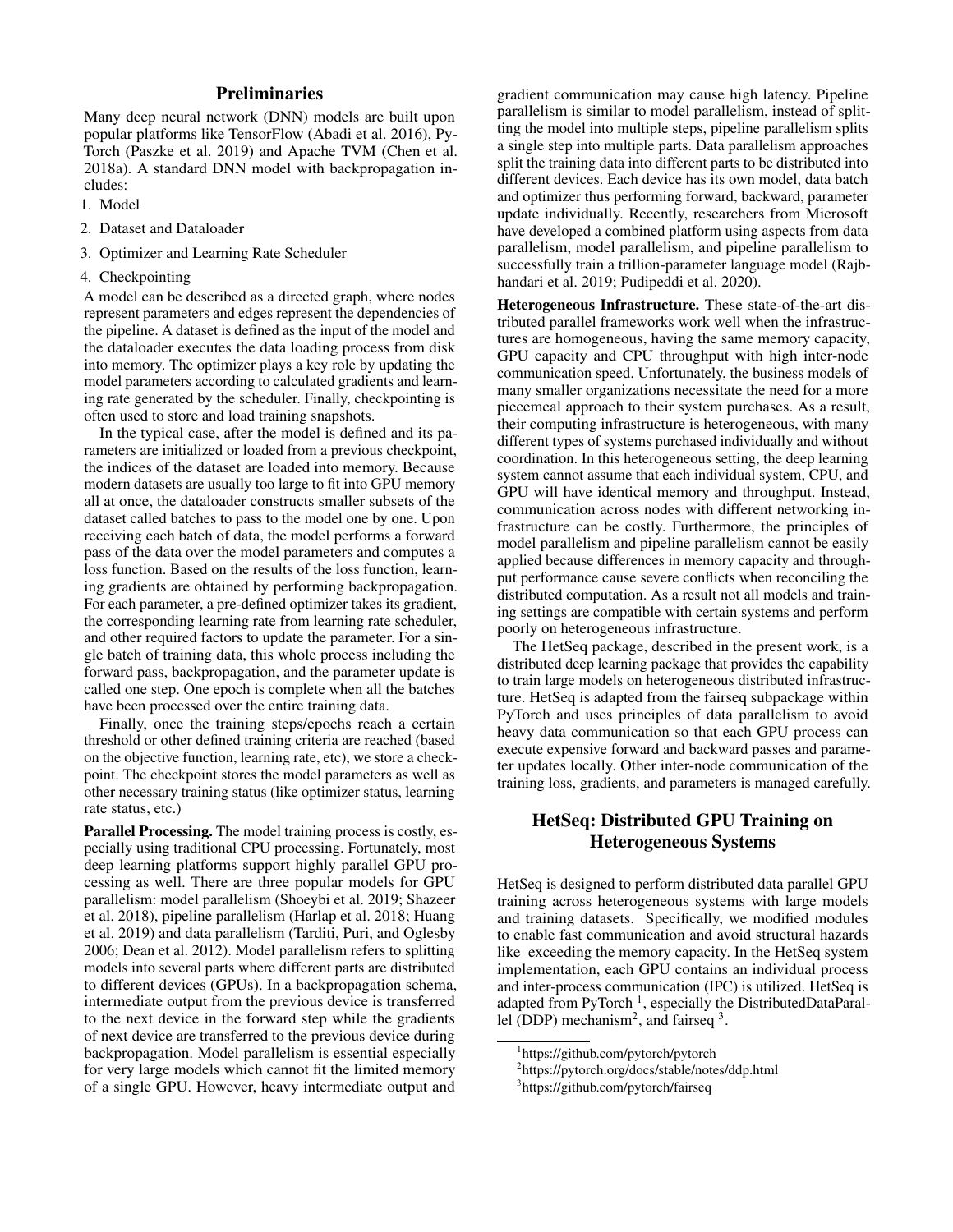## Preliminaries

Many deep neural network (DNN) models are built upon popular platforms like TensorFlow (Abadi et al. 2016), PyTorch (Paszke et al. 2019) and Apache TVM (Chen et al. 2018a). A standard DNN model with backpropagation includes:

1. Model
2. Dataset and Dataloader
3. Optimizer and Learning Rate Scheduler
4. Checkpointing

A model can be described as a directed graph, where nodes represent parameters and edges represent the dependencies of the pipeline. A dataset is defined as the input of the model and the dataloader executes the data loading process from disk into memory. The optimizer plays a key role by updating the model parameters according to calculated gradients and learning rate generated by the scheduler. Finally, checkpointing is often used to store and load training snapshots.

In the typical case, after the model is defined and its parameters are initialized or loaded from a previous checkpoint, the indices of the dataset are loaded into memory. Because modern datasets are usually too large to fit into GPU memory all at once, the dataloader constructs smaller subsets of the dataset called batches to pass to the model one by one. Upon receiving each batch of data, the model performs a forward pass of the data over the model parameters and computes a loss function. Based on the results of the loss function, learning gradients are obtained by performing backpropagation. For each parameter, a pre-defined optimizer takes its gradient, the corresponding learning rate from learning rate scheduler, and other required factors to update the parameter. For a single batch of training data, this whole process including the forward pass, backpropagation, and the parameter update is called one step. One epoch is complete when all the batches have been processed over the entire training data.

Finally, once the training steps/epochs reach a certain threshold or other defined training criteria are reached (based on the objective function, learning rate, etc), we store a checkpoint. The checkpoint stores the model parameters as well as other necessary training status (like optimizer status, learning rate status, etc.)

**Parallel Processing.** The model training process is costly, especially using traditional CPU processing. Fortunately, most deep learning platforms support highly parallel GPU processing as well. There are three popular models for GPU parallelism: model parallelism (Shoeybi et al. 2019; Shazeer et al. 2018), pipeline parallelism (Harlap et al. 2018; Huang et al. 2019) and data parallelism (Tarditi, Puri, and Oglesby 2006; Dean et al. 2012). Model parallelism refers to splitting models into several parts where different parts are distributed to different devices (GPUs). In a backpropagation schema, intermediate output from the previous device is transferred to the next device in the forward step while the gradients of next device are transferred to the previous device during backpropagation. Model parallelism is essential especially for very large models which cannot fit the limited memory of a single GPU. However, heavy intermediate output and gradient communication may cause high latency. Pipeline parallelism is similar to model parallelism, instead of splitting the model into multiple steps, pipeline parallelism splits a single step into multiple parts. Data parallelism approaches split the training data into different parts to be distributed into different devices. Each device has its own model, data batch and optimizer thus performing forward, backward, parameter update individually. Recently, researchers from Microsoft have developed a combined platform using aspects from data parallelism, model parallelism, and pipeline parallelism to successfully train a trillion-parameter language model (Rajbhandari et al. 2019; Pudipeddi et al. 2020).

**Heterogeneous Infrastructure.** These state-of-the-art distributed parallel frameworks work well when the infrastructures are homogeneous, having the same memory capacity, GPU capacity and CPU throughput with high inter-node communication speed. Unfortunately, the business models of many smaller organizations necessitate the need for a more piecemeal approach to their system purchases. As a result, their computing infrastructure is heterogeneous, with many different types of systems purchased individually and without coordination. In this heterogeneous setting, the deep learning system cannot assume that each individual system, CPU, and GPU will have identical memory and throughput. Instead, communication across nodes with different networking infrastructure can be costly. Furthermore, the principles of model parallelism and pipeline parallelism cannot be easily applied because differences in memory capacity and throughput performance cause severe conflicts when reconciling the distributed computation. As a result not all models and training settings are compatible with certain systems and perform poorly on heterogeneous infrastructure.

The HetSeq package, described in the present work, is a distributed deep learning package that provides the capability to train large models on heterogeneous distributed infrastructure. HetSeq is adapted from the fairseq subpackage within PyTorch and uses principles of data parallelism to avoid heavy data communication so that each GPU process can execute expensive forward and backward passes and parameter updates locally. Other inter-node communication of the training loss, gradients, and parameters is managed carefully.

## HetSeq: Distributed GPU Training on Heterogeneous Systems

HetSeq is designed to perform distributed data parallel GPU training across heterogeneous systems with large models and training datasets. Specifically, we modified modules to enable fast communication and avoid structural hazards like exceeding the memory capacity. In the HetSeq system implementation, each GPU contains an individual process and inter-process communication (IPC) is utilized. HetSeq is adapted from PyTorch [1], especially the DistributedDataParallel (DDP) mechanism[2], and fairseq [3].

[1]https://github.com/pytorch/pytorch

[2]https://pytorch.org/docs/stable/notes/ddp.html

[3]https://github.com/pytorch/fairseq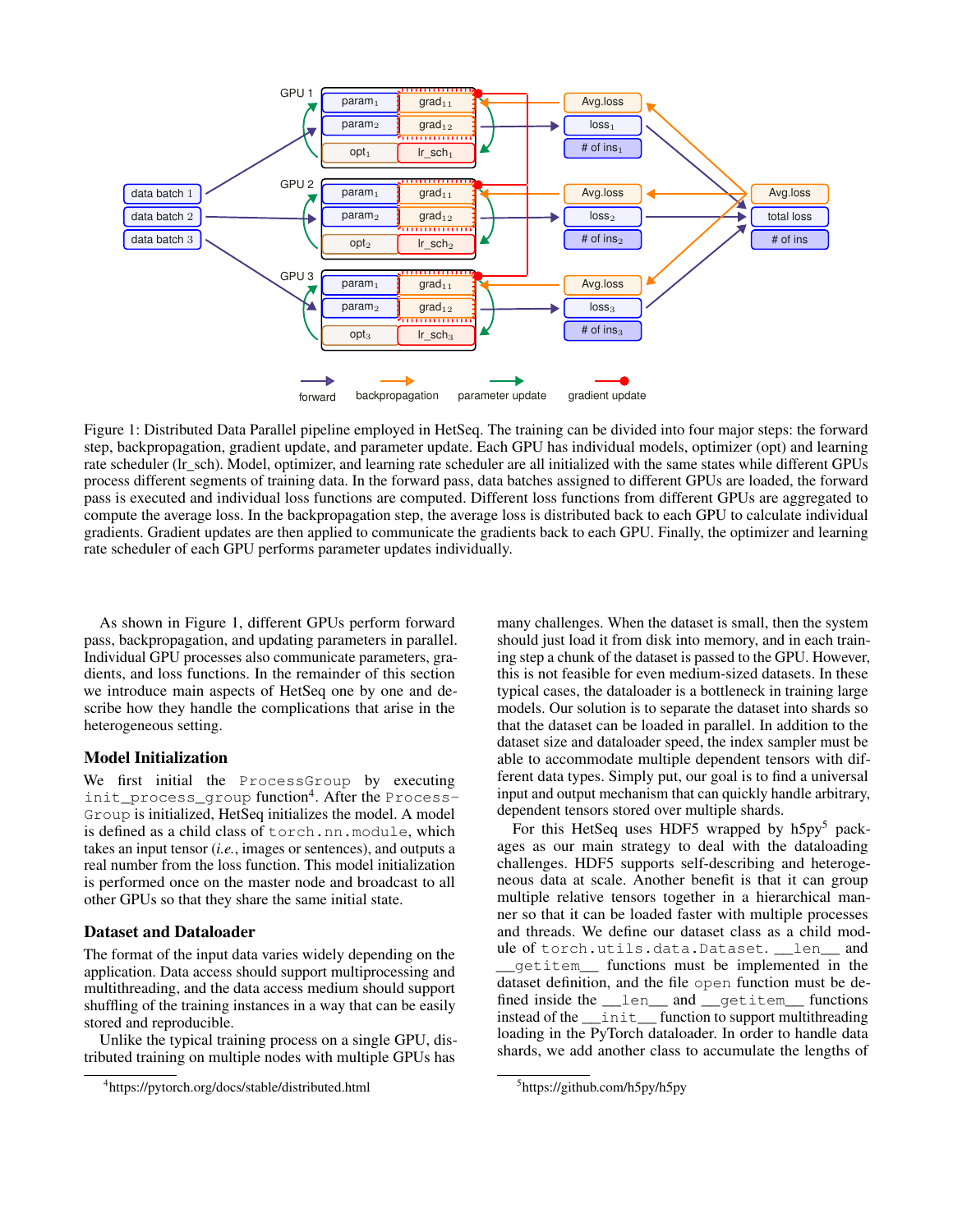Figure 1: Distributed Data Parallel pipeline employed in HetSeq. The training can be divided into four major steps: the forward step, backpropagation, gradient update, and parameter update. Each GPU has individual models, optimizer (opt) and learning rate scheduler (lr_sch). Model, optimizer, and learning rate scheduler are all initialized with the same states while different GPUs process different segments of training data. In the forward pass, data batches assigned to different GPUs are loaded, the forward pass is executed and individual loss functions are computed. Different loss functions from different GPUs are aggregated to compute the average loss. In the backpropagation step, the average loss is distributed back to each GPU to calculate individual gradients. Gradient updates are then applied to communicate the gradients back to each GPU. Finally, the optimizer and learning rate scheduler of each GPU performs parameter updates individually.

As shown in Figure 1, different GPUs perform forward pass, backpropagation, and updating parameters in parallel. Individual GPU processes also communicate parameters, gradients, and loss function. In the remainder of this section we introduce main aspects of HetSeq one by one and describe how they handle the complications that arise in the heterogeneous setting.

### Model Initialization

We first initial the `ProcessGroup` by executing `init_process_group` function[4]. After the `ProcessGroup` is initialized, HetSeq initializes the model. A model is defined as a child class of `torch.nn.module`, which takes an input tensor (*i.e.*, images or sentences), and outputs a real number from the loss function. This model initialization is performed once on the master node and broadcast to all other GPUs so that they share the same initial state.

### Dataset and Dataloader

The format of the input data varies widely depending on the application. Data access should support multiprocessing and multithreading, and the data access medium should support shuffling of the training instances in a way that can be easily stored and reproducible.

Unlike the typical training process on a single GPU, distributed training on multiple nodes with multiple GPUs has many challenges. When the dataset is small, then the system should just load it from disk into memory, and in each training step a chunk of the dataset is passed to the GPU. However, this is not feasible for even medium-sized datasets. In these typical cases, the dataloader is a bottleneck in training large models. Our solution is to separate the dataset into shards so that the dataset can be loaded in parallel. In addition to the dataset size and dataloader speed, the index sampler must be able to accommodate multiple dependent tensors with different data types. Simply put, our goal is to find a universal input and output mechanism that can quickly handle arbitrary, dependent tensors stored over multiple shards.

For this HetSeq uses HDF5 wrapped by h5py[5] packages as our main strategy to deal with the dataloading challenges. HDF5 supports self-describing and heterogeneous data at scale. Another benefit is that it can group multiple relative tensors together in a hierarchical manner so that it can be loaded faster with multiple processes and threads. We define our dataset class as a child module of `torch.utils.data.Dataset`. `__len__` and `__getitem__` functions must be implemented in the dataset definition, and the file `open` function must be defined inside the `__len__` and `__getitem__` functions instead of the `__init__` function to support multithreading loading in the PyTorch dataloader. In order to handle data shards, we add another class to accumulate the lengths of

[4] https://pytorch.org/docs/stable/distributed.html

[5] https://github.com/h5py/h5py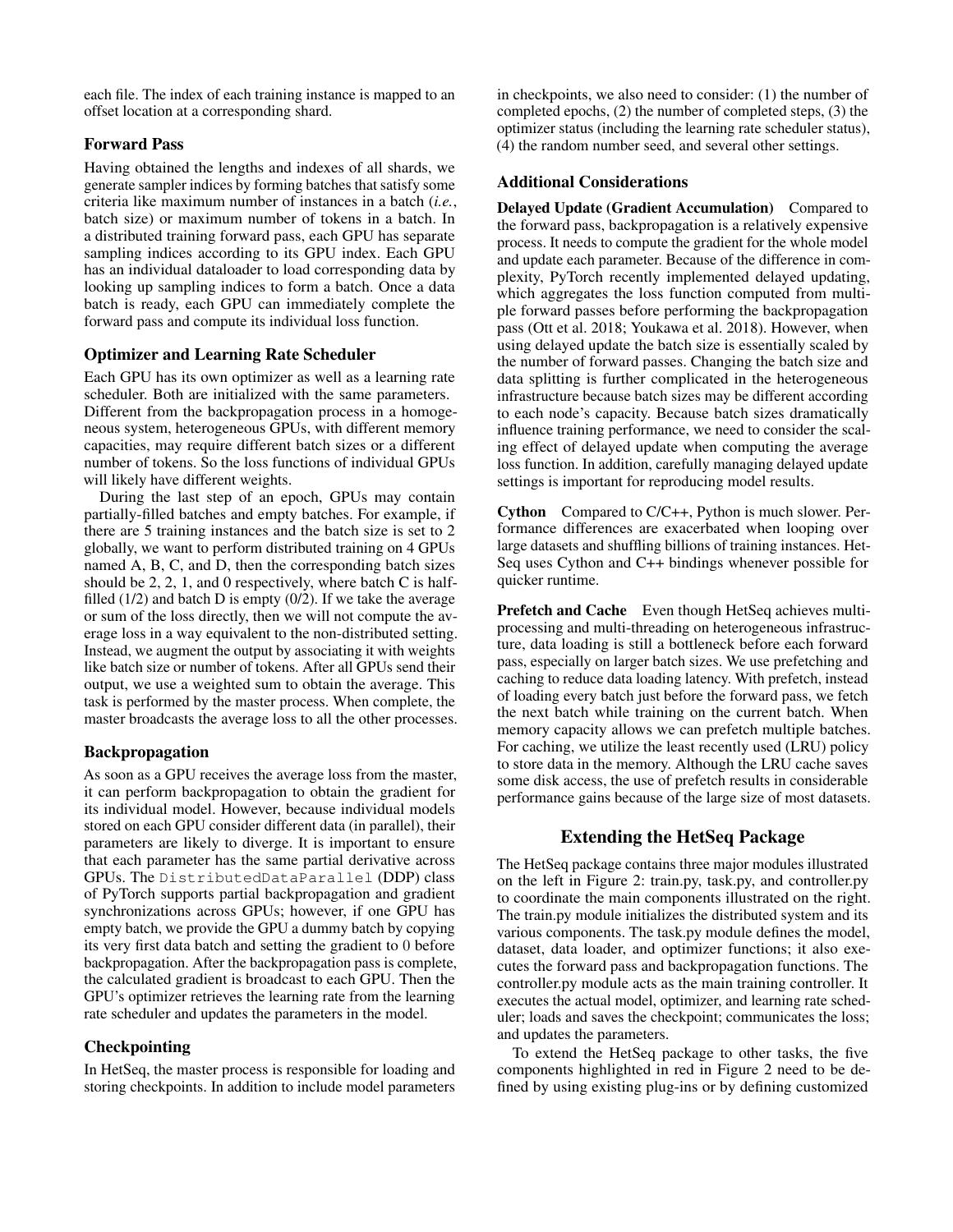each file. The index of each training instance is mapped to an offset location at a corresponding shard.

### Forward Pass

Having obtained the lengths and indexes of all shards, we generate sampler indices by forming batches that satisfy some criteria like maximum number of instances in a batch (*i.e.*, batch size) or maximum number of tokens in a batch. In a distributed training forward pass, each GPU has separate sampling indices according to its GPU index. Each GPU has an individual dataloader to load corresponding data by looking up sampling indices to form a batch. Once a data batch is ready, each GPU can immediately complete the forward pass and compute its individual loss function.

### Optimizer and Learning Rate Scheduler

Each GPU has its own optimizer as well as a learning rate scheduler. Both are initialized with the same parameters. Different from the backpropagation process in a homogeneous system, heterogeneous GPUs, with different memory capacities, may require different batch sizes or a different number of tokens. So the loss functions of individual GPUs will likely have different weights.

During the last step of an epoch, GPUs may contain partially-filled batches and empty batches. For example, if there are 5 training instances and the batch size is set to 2 globally, we want to perform distributed training on 4 GPUs named A, B, C, and D, then the corresponding batch sizes should be 2, 2, 1, and 0 respectively, where batch C is half-filled (1/2) and batch D is empty (0/2). If we take the average or sum of the loss directly, then we will not compute the average loss in a way equivalent to the non-distributed setting. Instead, we augment the output by associating it with weights like batch size or number of tokens. After all GPUs send their output, we use a weighted sum to obtain the average. This task is performed by the master process. When complete, the master broadcasts the average loss to all the other processes.

### Backpropagation

As soon as a GPU receives the average loss from the master, it can perform backpropagation to obtain the gradient for its individual model. However, because individual models stored on each GPU consider different data (in parallel), their parameters are likely to diverge. It is important to ensure that each parameter has the same partial derivative across GPUs. The `DistributedDataParallel` (DDP) class of PyTorch supports partial backpropagation and gradient synchronizations across GPUs; however, if one GPU has empty batch, we provide the GPU a dummy batch by copying its very first data batch and setting the gradient to 0 before backpropagation. After the backpropagation pass is complete, the calculated gradient is broadcast to each GPU. Then the GPU's optimizer retrieves the learning rate from the learning rate scheduler and updates the parameters in the model.

### Checkpointing

In HetSeq, the master process is responsible for loading and storing checkpoints. In addition to include model parameters in checkpoints, we also need to consider: (1) the number of completed epochs, (2) the number of completed steps, (3) the optimizer status (including the learning rate scheduler status), (4) the random number seed, and several other settings.

### Additional Considerations

**Delayed Update (Gradient Accumulation)** Compared to the forward pass, backpropagation is a relatively expensive process. It needs to compute the gradient for the whole model and update each parameter. Because of the difference in complexity, PyTorch recently implemented delayed updating, which aggregates the loss function computed from multiple forward passes before performing the backpropagation pass (Ott et al. 2018; Youkawa et al. 2018). However, when using delayed update the batch size is essentially scaled by the number of forward passes. Changing the batch size and data splitting is further complicated in the heterogeneous infrastructure because batch sizes may be different according to each node's capacity. Because batch sizes dramatically influence training performance, we need to consider the scaling effect of delayed update when computing the average loss function. In addition, carefully managing delayed update settings is important for reproducing model results.

**Cython** Compared to C/C++, Python is much slower. Performance differences are exacerbated when looping over large datasets and shuffling billions of training instances. HetSeq uses Cython and C++ bindings whenever possible for quicker runtime.

**Prefetch and Cache** Even though HetSeq achieves multiprocessing and multi-threading on heterogeneous infrastructure, data loading is still a bottleneck before each forward pass, especially on larger batch sizes. We use prefetching and caching to reduce data loading latency. With prefetch, instead of loading every batch just before the forward pass, we fetch the next batch while training on the current batch. When memory capacity allows we can prefetch multiple batches. For caching, we utilize the least recently used (LRU) policy to store data in the memory. Although the LRU cache saves some disk access, the use of prefetch results in considerable performance gains because of the large size of most datasets.

## Extending the HetSeq Package

The HetSeq package contains three major modules illustrated on the left in Figure 2: train.py, task.py, and controller.py to coordinate the main components illustrated on the right. The train.py module initializes the distributed system and its various components. The task.py module defines the model, dataset, data loader, and optimizer functions; it also executes the forward pass and backpropagation functions. The controller.py module acts as the main training controller. It executes the actual model, optimizer, and learning rate scheduler; loads and saves the checkpoint; communicates the loss; and updates the parameters.

To extend the HetSeq package to other tasks, the five components highlighted in red in Figure 2 need to be defined by using existing plug-ins or by defining customized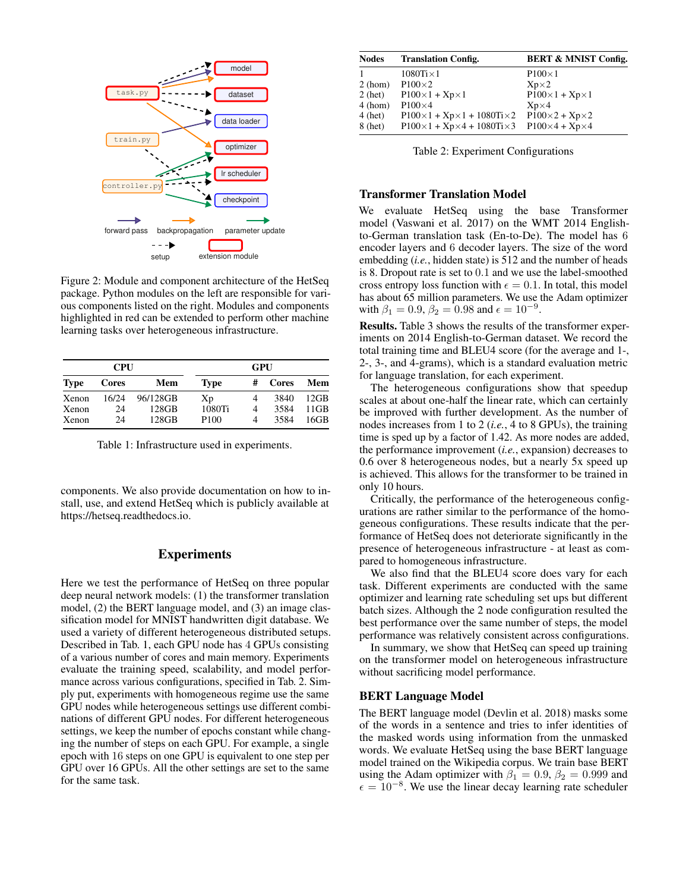Figure 2: Module and component architecture of the HetSeq package. Python modules on the left are responsible for various components listed on the right. Modules and components highlighted in red can be extended to perform other machine learning tasks over heterogeneous infrastructure.

| CPU | | | GPU | | | |
|---|---|---|---|---|---|---|
| **Type** | **Cores** | **Mem** | **Type** | **#** | **Cores** | **Mem** |
| Xenon | 16/24 | 96/128GB | Xp | 4 | 3840 | 12GB |
| Xenon | 24 | 128GB | 1080Ti | 4 | 3584 | 11GB |
| Xenon | 24 | 128GB | P100 | 4 | 3584 | 16GB |

Table 1: Infrastructure used in experiments.

components. We also provide documentation on how to install, use, and extend HetSeq which is publicly available at https://hetseq.readthedocs.io.

## Experiments

Here we test the performance of HetSeq on three popular deep neural network models: (1) the transformer translation model, (2) the BERT language model, and (3) an image classification model for MNIST handwritten digit database. We used a variety of different heterogeneous distributed setups. Described in Tab. 1, each GPU node has 4 GPUs consisting of a various number of cores and main memory. Experiments evaluate the training speed, scalability, and model performance across various configurations, specified in Tab. 2. Simply put, experiments with homogeneous regime use the same GPU nodes while heterogeneous settings use different combinations of different GPU nodes. For different heterogeneous settings, we keep the number of epochs constant while changing the number of steps on each GPU. For example, a single epoch with 16 steps on one GPU is equivalent to one step per GPU over 16 GPUs. All the other settings are set to the same for the same task.

| Nodes | Translation Config. | BERT & MNIST Config. |
|---|---|---|
| 1 | 1080Ti×1 | P100×1 |
| 2 (hom) | P100×2 | Xp×2 |
| 2 (het) | P100×1 + Xp×1 | P100×1 + Xp×1 |
| 4 (hom) | P100×4 | Xp×4 |
| 4 (het) | P100×1 + Xp×1 + 1080Ti×2 | P100×2 + Xp×2 |
| 8 (het) | P100×1 + Xp×4 + 1080Ti×3 | P100×4 + Xp×4 |

Table 2: Experiment Configurations

### Transformer Translation Model

We evaluate HetSeq using the base Transformer model (Vaswani et al. 2017) on the WMT 2014 English-to-German translation task (En-to-De). The model has 6 encoder layers and 6 decoder layers. The size of the word embedding (*i.e.*, hidden state) is 512 and the number of heads is 8. Dropout rate is set to 0.1 and we use the label-smoothed cross entropy loss function with $\epsilon = 0.1$. In total, this model has about 65 million parameters. We use the Adam optimizer with $\beta_1 = 0.9$, $\beta_2 = 0.98$ and $\epsilon = 10^{-9}$.

**Results.** Table 3 shows the results of the transformer experiments on 2014 English-to-German dataset. We record the total training time and BLEU4 score (for the average and 1-, 2-, 3-, and 4-grams), which is a standard evaluation metric for language translation, for each experiment.

The heterogeneous configurations show that speedup scales at about one-half the linear rate, which can certainly be improved with further development. As the number of nodes increases from 1 to 2 (*i.e.*, 4 to 8 GPUs), the training time is sped up by a factor of 1.42. As more nodes are added, the performance improvement (*i.e.*, expansion) decreases to 0.6 over 8 heterogeneous nodes, but a nearly 5x speed up is achieved. This allows for the transformer to be trained in only 10 hours.

Critically, the performance of the heterogeneous configurations are rather similar to the performance of the homogeneous configurations. These results indicate that the performance of HetSeq does not deteriorate significantly in the presence of heterogeneous infrastructure - at least as compared to homogeneous infrastructure.

We also find that the BLEU4 score does vary for each task. Different experiments are conducted with the same optimizer and learning rate scheduling set ups but different batch sizes. Although the 2 node configuration resulted the best performance over the same number of steps, the model performance was relatively consistent across configurations.

In summary, we show that HetSeq can speed up training on the transformer model on heterogeneous infrastructure without sacrificing model performance.

### BERT Language Model

The BERT language model (Devlin et al. 2018) masks some of the words in a sentence and tries to infer identities of the masked words using information from the unmasked words. We evaluate HetSeq using the base BERT language model trained on the Wikipedia corpus. We train base BERT using the Adam optimizer with $\beta_1 = 0.9$, $\beta_2 = 0.999$ and $\epsilon = 10^{-8}$. We use the linear decay learning rate scheduler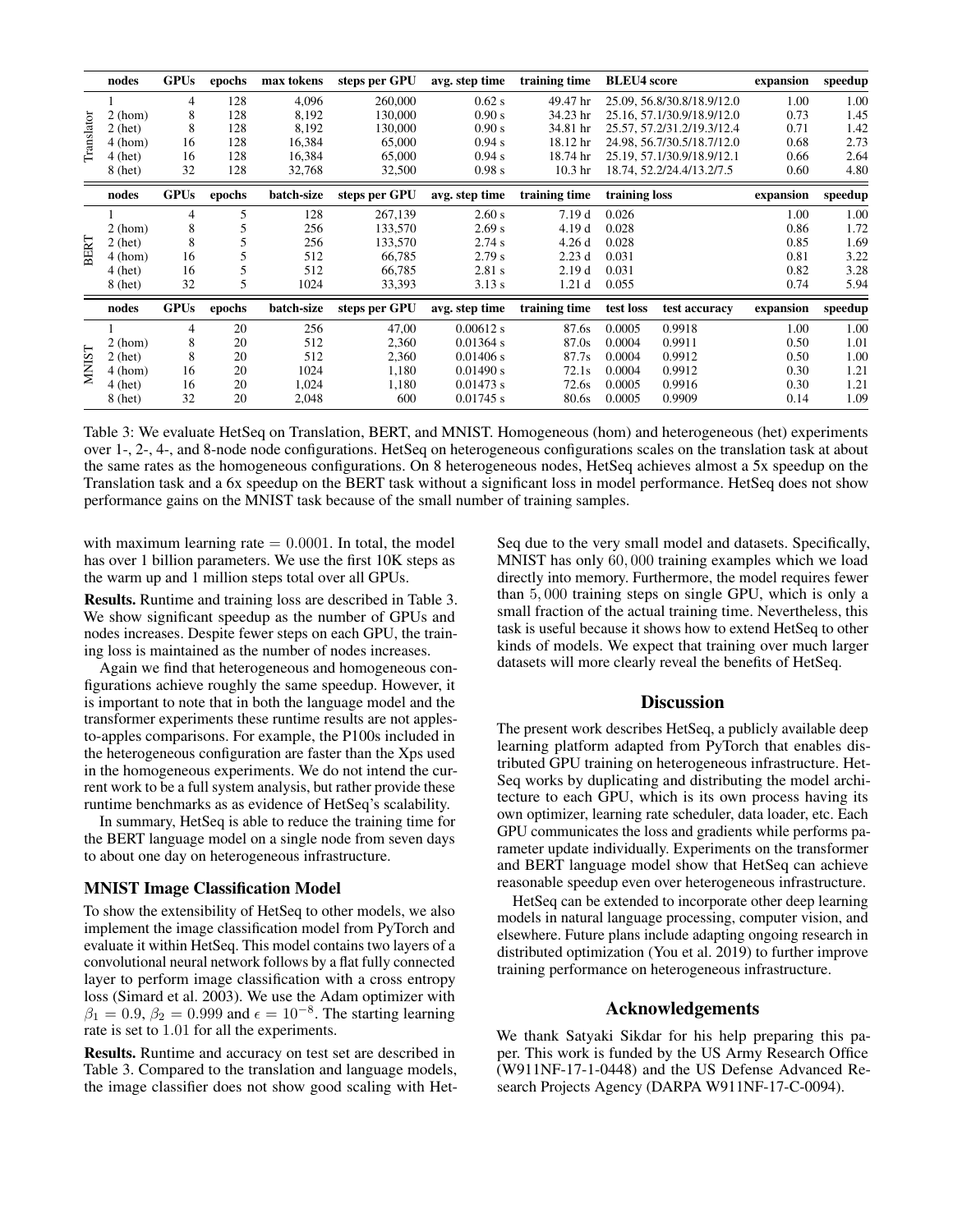| | nodes | GPUs | epochs | max tokens | steps per GPU | avg. step time | training time | BLEU4 score | | expansion | speedup |
|---|---|---|---|---|---|---|---|---|---|---|---|
| Translator | 1 | 4 | 128 | 4,096 | 260,000 | 0.62 s | 49.47 hr | 25.09, 56.8/30.8/18.9/12.0 | | 1.00 | 1.00 |
| | 2 (hom) | 8 | 128 | 8,192 | 130,000 | 0.90 s | 34.23 hr | 25.16, 57.1/30.9/18.9/12.0 | | 0.73 | 1.45 |
| | 2 (het) | 8 | 128 | 8,192 | 130,000 | 0.90 s | 34.81 hr | 25.57, 57.2/31.2/19.3/12.4 | | 0.71 | 1.42 |
| | 4 (hom) | 16 | 128 | 16,384 | 65,000 | 0.94 s | 18.12 hr | 24.98, 56.7/30.5/18.7/12.0 | | 0.68 | 2.73 |
| | 4 (het) | 16 | 128 | 16,384 | 65,000 | 0.94 s | 18.74 hr | 25.19, 57.1/30.9/18.9/12.1 | | 0.66 | 2.64 |
| | 8 (het) | 32 | 128 | 32,768 | 32,500 | 0.98 s | 10.3 hr | 18.74, 52.2/24.4/13.2/7.5 | | 0.60 | 4.80 |
| | **nodes** | **GPUs** | **epochs** | **batch-size** | **steps per GPU** | **avg. step time** | **training time** | **training loss** | | **expansion** | **speedup** |
| BERT | 1 | 4 | 5 | 128 | 267,139 | 2.60 s | 7.19 d | 0.026 | | 1.00 | 1.00 |
| | 2 (hom) | 8 | 5 | 256 | 133,570 | 2.69 s | 4.19 d | 0.028 | | 0.86 | 1.72 |
| | 2 (het) | 8 | 5 | 256 | 133,570 | 2.74 s | 4.26 d | 0.028 | | 0.85 | 1.69 |
| | 4 (hom) | 16 | 5 | 512 | 66,785 | 2.79 s | 2.23 d | 0.031 | | 0.81 | 3.22 |
| | 4 (het) | 16 | 5 | 512 | 66,785 | 2.81 s | 2.19 d | 0.031 | | 0.82 | 3.28 |
| | 8 (het) | 32 | 5 | 1024 | 33,393 | 3.13 s | 1.21 d | 0.055 | | 0.74 | 5.94 |
| | **nodes** | **GPUs** | **epochs** | **batch-size** | **steps per GPU** | **avg. step time** | **training time** | **test loss** | **test accuracy** | **expansion** | **speedup** |
| MNIST | 1 | 4 | 20 | 256 | 47,00 | 0.00612 s | 87.6s | 0.0005 | 0.9918 | 1.00 | 1.00 |
| | 2 (hom) | 8 | 20 | 512 | 2,360 | 0.01364 s | 87.0s | 0.0004 | 0.9911 | 0.50 | 1.01 |
| | 2 (het) | 8 | 20 | 512 | 2,360 | 0.01406 s | 87.7s | 0.0004 | 0.9912 | 0.50 | 1.00 |
| | 4 (hom) | 16 | 20 | 1024 | 1,180 | 0.01490 s | 72.1s | 0.0004 | 0.9912 | 0.30 | 1.21 |
| | 4 (het) | 16 | 20 | 1,024 | 1,180 | 0.01473 s | 72.6s | 0.0005 | 0.9916 | 0.30 | 1.21 |
| | 8 (het) | 32 | 20 | 2,048 | 600 | 0.01745 s | 80.6s | 0.0005 | 0.9909 | 0.14 | 1.09 |

Table 3: We evaluate HetSeq on Translation, BERT, and MNIST. Homogeneous (hom) and heterogeneous (het) experiments over 1-, 2-, 4-, and 8-node node configurations. HetSeq on heterogeneous configurations scales on the translation task at about the same rates as the homogeneous configurations. On 8 heterogeneous nodes, HetSeq achieves almost a 5x speedup on the Translation task and a 6x speedup on the BERT task without a significant loss in model performance. HetSeq does not show performance gains on the MNIST task because of the small number of training samples.

with maximum learning rate $= 0.0001$. In total, the model has over 1 billion parameters. We use the first 10K steps as the warm up and 1 million steps total over all GPUs.

**Results.** Runtime and training loss are described in Table 3. We show significant speedup as the number of GPUs and nodes increases. Despite fewer steps on each GPU, the training loss is maintained as the number of nodes increases.

Again we find that heterogeneous and homogeneous configurations achieve roughly the same speedup. However, it is important to note that in both the language model and the transformer experiments these runtime results are not apples-to-apples comparisons. For example, the P100s included in the heterogeneous configuration are faster than the Xps used in the homogeneous experiments. We do not intend the current work to be a full system analysis, but rather provide these runtime benchmarks as as evidence of HetSeq's scalability.

In summary, HetSeq is able to reduce the training time for the BERT language model on a single node from seven days to about one day on heterogeneous infrastructure.

### MNIST Image Classification Model

To show the extensibility of HetSeq to other models, we also implement the image classification model from PyTorch and evaluate it within HetSeq. This model contains two layers of a convolutional neural network follows by a flat fully connected layer to perform image classification with a cross entropy loss (Simard et al. 2003). We use the Adam optimizer with $\beta_1 = 0.9$, $\beta_2 = 0.999$ and $\epsilon = 10^{-8}$. The starting learning rate is set to $1.01$ for all the experiments.

**Results.** Runtime and accuracy on test set are described in Table 3. Compared to the translation and language models, the image classifier does not show good scaling with HetSeq due to the very small model and datasets. Specifically, MNIST has only $60,000$ training examples which we load directly into memory. Furthermore, the model requires fewer than $5,000$ training steps on single GPU, which is only a small fraction of the actual training time. Nevertheless, this task is useful because it shows how to extend HetSeq to other kinds of models. We expect that training over much larger datasets will more clearly reveal the benefits of HetSeq.

## Discussion

The present work describes HetSeq, a publicly available deep learning platform adapted from PyTorch that enables distributed GPU training on heterogeneous infrastructure. HetSeq works by duplicating and distributing the model architecture to each GPU, which is its own process having its own optimizer, learning rate scheduler, data loader, etc. Each GPU communicates the loss and gradients while performs parameter update individually. Experiments on the transformer and BERT language model show that HetSeq can achieve reasonable speedup even over heterogeneous infrastructure.

HetSeq can be extended to incorporate other deep learning models in natural language processing, computer vision, and elsewhere. Future plans include adapting ongoing research in distributed optimization (You et al. 2019) to further improve training performance on heterogeneous infrastructure.

## Acknowledgements

We thank Satyaki Sikdar for his help preparing this paper. This work is funded by the US Army Research Office (W911NF-17-1-0448) and the US Defense Advanced Research Projects Agency (DARPA W911NF-17-C-0094).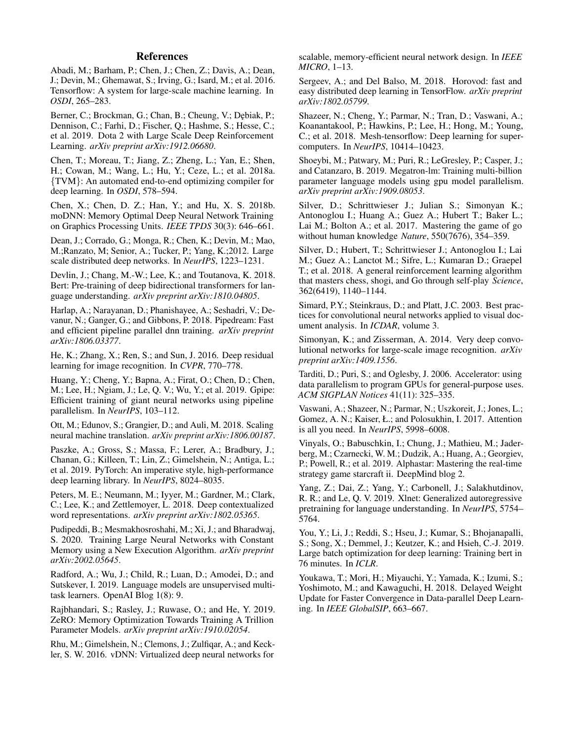## References

Abadi, M.; Barham, P.; Chen, J.; Chen, Z.; Davis, A.; Dean, J.; Devin, M.; Ghemawat, S.; Irving, G.; Isard, M.; et al. 2016. Tensorflow: A system for large-scale machine learning. In *OSDI*, 265–283.

Berner, C.; Brockman, G.; Chan, B.; Cheung, V.; Dębiak, P.; Dennison, C.; Farhi, D.; Fischer, Q.; Hashme, S.; Hesse, C.; et al. 2019. Dota 2 with Large Scale Deep Reinforcement Learning. *arXiv preprint arXiv:1912.06680*.

Chen, T.; Moreau, T.; Jiang, Z.; Zheng, L.; Yan, E.; Shen, H.; Cowan, M.; Wang, L.; Hu, Y.; Ceze, L.; et al. 2018a. {TVM}: An automated end-to-end optimizing compiler for deep learning. In *OSDI*, 578–594.

Chen, X.; Chen, D. Z.; Han, Y.; and Hu, X. S. 2018b. moDNN: Memory Optimal Deep Neural Network Training on Graphics Processing Units. *IEEE TPDS* 30(3): 646–661.

Dean, J.; Corrado, G.; Monga, R.; Chen, K.; Devin, M.; Mao, M.;Ranzato, M; Senior, A.; Tucker, P.; Yang, K.;2012. Large scale distributed deep networks. In *NeurIPS*, 1223–1231.

Devlin, J.; Chang, M.-W.; Lee, K.; and Toutanova, K. 2018. Bert: Pre-training of deep bidirectional transformers for language understanding. *arXiv preprint arXiv:1810.04805*.

Harlap, A.; Narayanan, D.; Phanishayee, A.; Seshadri, V.; Devanur, N.; Ganger, G.; and Gibbons, P. 2018. Pipedream: Fast and efficient pipeline parallel dnn training. *arXiv preprint arXiv:1806.03377*.

He, K.; Zhang, X.; Ren, S.; and Sun, J. 2016. Deep residual learning for image recognition. In *CVPR*, 770–778.

Huang, Y.; Cheng, Y.; Bapna, A.; Firat, O.; Chen, D.; Chen, M.; Lee, H.; Ngiam, J.; Le, Q. V.; Wu, Y.; et al. 2019. Gpipe: Efficient training of giant neural networks using pipeline parallelism. In *NeurIPS*, 103–112.

Ott, M.; Edunov, S.; Grangier, D.; and Auli, M. 2018. Scaling neural machine translation. *arXiv preprint arXiv:1806.00187*.

Paszke, A.; Gross, S.; Massa, F.; Lerer, A.; Bradbury, J.; Chanan, G.; Killeen, T.; Lin, Z.; Gimelshein, N.; Antiga, L.; et al. 2019. PyTorch: An imperative style, high-performance deep learning library. In *NeurIPS*, 8024–8035.

Peters, M. E.; Neumann, M.; Iyyer, M.; Gardner, M.; Clark, C.; Lee, K.; and Zettlemoyer, L. 2018. Deep contextualized word representations. *arXiv preprint arXiv:1802.05365*.

Pudipeddi, B.; Mesmakhosroshahi, M.; Xi, J.; and Bharadwaj, S. 2020. Training Large Neural Networks with Constant Memory using a New Execution Algorithm. *arXiv preprint arXiv:2002.05645*.

Radford, A.; Wu, J.; Child, R.; Luan, D.; Amodei, D.; and Sutskever, I. 2019. Language models are unsupervised multitask learners. OpenAI Blog 1(8): 9.

Rajbhandari, S.; Rasley, J.; Ruwase, O.; and He, Y. 2019. ZeRO: Memory Optimization Towards Training A Trillion Parameter Models. *arXiv preprint arXiv:1910.02054*.

Rhu, M.; Gimelshein, N.; Clemons, J.; Zulfiqar, A.; and Keckler, S. W. 2016. vDNN: Virtualized deep neural networks for scalable, memory-efficient neural network design. In *IEEE MICRO*, 1–13.

Sergeev, A.; and Del Balso, M. 2018. Horovod: fast and easy distributed deep learning in TensorFlow. *arXiv preprint arXiv:1802.05799*.

Shazeer, N.; Cheng, Y.; Parmar, N.; Tran, D.; Vaswani, A.; Koanantakool, P.; Hawkins, P.; Lee, H.; Hong, M.; Young, C.; et al. 2018. Mesh-tensorflow: Deep learning for supercomputers. In *NeurIPS*, 10414–10423.

Shoeybi, M.; Patwary, M.; Puri, R.; LeGresley, P.; Casper, J.; and Catanzaro, B. 2019. Megatron-lm: Training multi-billion parameter language models using gpu model parallelism. *arXiv preprint arXiv:1909.08053*.

Silver, D.; Schrittwieser J.; Julian S.; Simonyan K.; Antonoglou I.; Huang A.; Guez A.; Hubert T.; Baker L.; Lai M.; Bolton A.; et al. 2017. Mastering the game of go without human knowledge *Nature*, 550(7676), 354–359.

Silver, D.; Hubert, T.; Schrittwieser J.; Antonoglou I.; Lai M.; Guez A.; Lanctot M.; Sifre, L.; Kumaran D.; Graepel T.; et al. 2018. A general reinforcement learning algorithm that masters chess, shogi, and Go through self-play *Science*, 362(6419), 1140–1144.

Simard, P.Y.; Steinkraus, D.; and Platt, J.C. 2003. Best practices for convolutional neural networks applied to visual document analysis. In *ICDAR*, volume 3.

Simonyan, K.; and Zisserman, A. 2014. Very deep convolutional networks for large-scale image recognition. *arXiv preprint arXiv:1409.1556*.

Tarditi, D.; Puri, S.; and Oglesby, J. 2006. Accelerator: using data parallelism to program GPUs for general-purpose uses. *ACM SIGPLAN Notices* 41(11): 325–335.

Vaswani, A.; Shazeer, N.; Parmar, N.; Uszkoreit, J.; Jones, L.; Gomez, A. N.; Kaiser, Ł.; and Polosukhin, I. 2017. Attention is all you need. In *NeurIPS*, 5998–6008.

Vinyals, O.; Babuschkin, I.; Chung, J.; Mathieu, M.; Jaderberg, M.; Czarnecki, W. M.; Dudzik, A.; Huang, A.; Georgiev, P.; Powell, R.; et al. 2019. Alphastar: Mastering the real-time strategy game starcraft ii. DeepMind blog 2.

Yang, Z.; Dai, Z.; Yang, Y.; Carbonell, J.; Salakhutdinov, R. R.; and Le, Q. V. 2019. Xlnet: Generalized autoregressive pretraining for language understanding. In *NeurIPS*, 5754–5764.

You, Y.; Li, J.; Reddi, S.; Hseu, J.; Kumar, S.; Bhojanapalli, S.; Song, X.; Demmel, J.; Keutzer, K.; and Hsieh, C.-J. 2019. Large batch optimization for deep learning: Training bert in 76 minutes. In *ICLR*.

Youkawa, T.; Mori, H.; Miyauchi, Y.; Yamada, K.; Izumi, S.; Yoshimoto, M.; and Kawaguchi, H. 2018. Delayed Weight Update for Faster Convergence in Data-parallel Deep Learning. In *IEEE GlobalSIP*, 663–667.